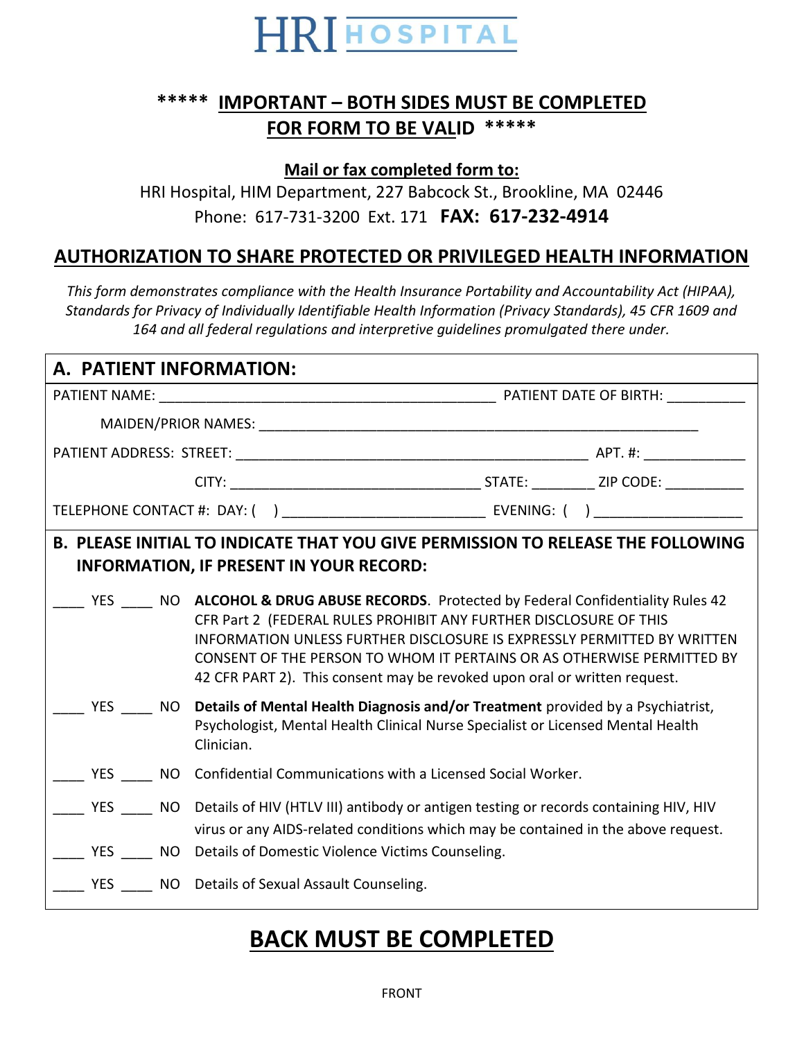# HRI HOSPITAL

## \*\*\*\*\* IMPORTANT – BOTH SIDES MUST BE COMPLETED FOR FORM TO BE VALID \*\*\*\*\*

**Mail or fax completed form to:**

HRI Hospital, HIM Department, 227 Babcock St., Brookline, MA 02446

Phone: 617-731-3200 Ext. 171 **FAX: 617-232-4914**

## AUTHORIZATION TO SHARE PROTECTED OR PRIVILEGED HEALTH INFORMATION

*This form demonstrates compliance with the Health Insurance Portability and Accountability Act (HIPAA), Standards for Privacy of Individually Identifiable Health Information (Privacy Standards), 45 CFR 1609 and 164 and all federal regulations and interpretive guidelines promulgated there under.*

### A. PATIENT INFORMATION:

PATIENT NAME: ___________________________________________ PATIENT DATE OF BIRTH: __________

MAIDEN/PRIOR NAMES: _________________________________________________________

PATIENT ADDRESS: STREET: _____________________________________________ APT. #: _____________

CITY: _________________________________ STATE: ________ ZIP CODE: __________

TELEPHONE CONTACT #: DAY: ( ) _________________________ EVENING: ( ) ___________________

### B. PLEASE INITIAL TO INDICATE THAT YOU GIVE PERMISSION TO RELEASE THE FOLLOWING INFORMATION, IF PRESENT IN YOUR RECORD:

____ YES ____ NO **ALCOHOL & DRUG ABUSE RECORDS**. Protected by Federal Confidentiality Rules 42 CFR Part 2 (FEDERAL RULES PROHIBIT ANY FURTHER DISCLOSURE OF THIS INFORMATION UNLESS FURTHER DISCLOSURE IS EXPRESSLY PERMITTED BY WRITTEN CONSENT OF THE PERSON TO WHOM IT PERTAINS OR AS OTHERWISE PERMITTED BY 42 CFR PART 2). This consent may be revoked upon oral or written request.

____ YES ____ NO **Details of Mental Health Diagnosis and/or Treatment** provided by a Psychiatrist, Psychologist, Mental Health Clinical Nurse Specialist or Licensed Mental Health Clinician.

____ YES ____ NO Confidential Communications with a Licensed Social Worker.

____ YES ____ NO Details of HIV (HTLV III) antibody or antigen testing or records containing HIV, HIV virus or any AIDS-related conditions which may be contained in the above request.

____ YES ____ NO Details of Domestic Violence Victims Counseling.

____ YES ____ NO Details of Sexual Assault Counseling.

## BACK MUST BE COMPLETED

FRONT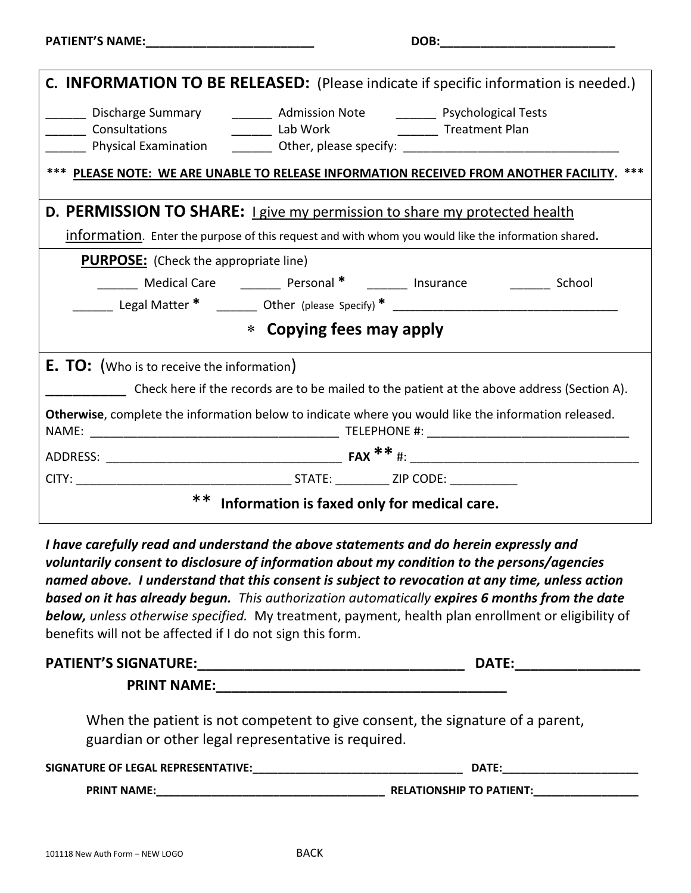**PATIENT'S NAME:_________________________** **DOB:__________________________**

## C. INFORMATION TO BE RELEASED: (Please indicate if specific information is needed.)

______ Discharge Summary ______ Admission Note ______ Psychological Tests
______ Consultations ______ Lab Work ______ Treatment Plan
______ Physical Examination ______ Other, please specify: _________________________________

**\*\*\* PLEASE NOTE: WE ARE UNABLE TO RELEASE INFORMATION RECEIVED FROM ANOTHER FACILITY. \*\*\***

## D. PERMISSION TO SHARE: I give my permission to share my protected health information.

Enter the purpose of this request and with whom you would like the information shared.

**PURPOSE:** (Check the appropriate line)

______ Medical Care ______ Personal * ______ Insurance ______ School
______ Legal Matter * ______ Other (please Specify) * __________________________________

**\* Copying fees may apply**

## E. TO: (Who is to receive the information)

___________ Check here if the records are to be mailed to the patient at the above address (Section A).

**Otherwise**, complete the information below to indicate where you would like the information released.

NAME: _____________________________________ TELEPHONE #: ______________________________

ADDRESS: ___________________________________ **FAX \*\*** #: __________________________________

CITY: ________________________________ STATE: ________ ZIP CODE: __________

**\*\* Information is faxed only for medical care.**

***I have carefully read and understand the above statements and do herein expressly and voluntarily consent to disclosure of information about my condition to the persons/agencies named above. I understand that this consent is subject to revocation at any time, unless action based on it has already begun.*** *This authorization automatically* ***expires 6 months from the date below,*** *unless otherwise specified.* My treatment, payment, health plan enrollment or eligibility of benefits will not be affected if I do not sign this form.

**PATIENT'S SIGNATURE:___________________________________ DATE:________________**

**PRINT NAME:______________________________________**

When the patient is not competent to give consent, the signature of a parent, guardian or other legal representative is required.

**SIGNATURE OF LEGAL REPRESENTATIVE:_________________________________ DATE:_____________________**

**PRINT NAME:_____________________________________ RELATIONSHIP TO PATIENT:_________________**

101118 New Auth Form – NEW LOGO BACK